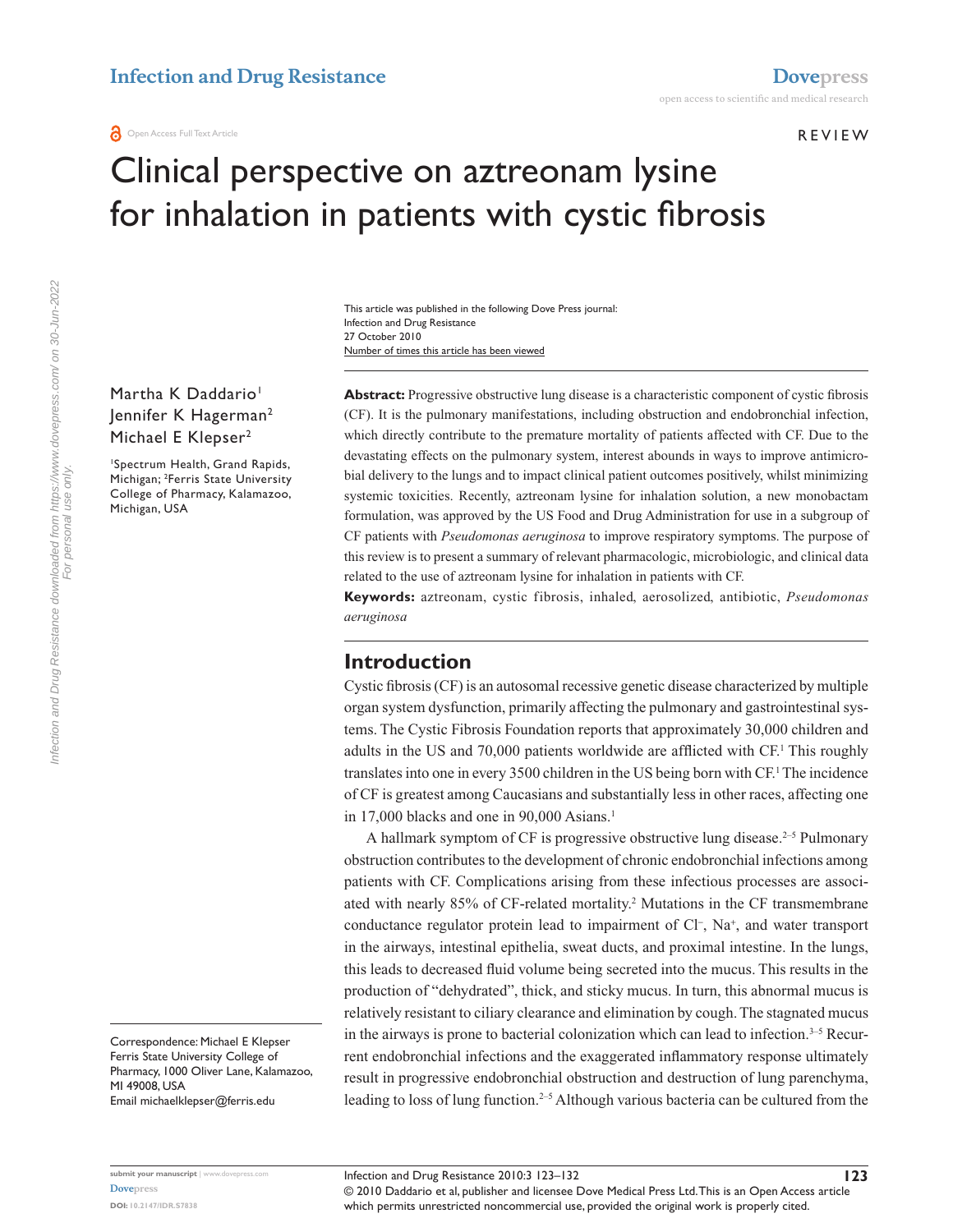Open Access Full Text Article

REVIEW

# Clinical perspective on aztreonam lysine for inhalation in patients with cystic fibrosis

This article was published in the following Dove Press journal:
Infection and Drug Resistance
27 October 2010
Number of times this article has been viewed

Martha K Daddario[1]
Jennifer K Hagerman[2]
Michael E Klepser[2]

[1]Spectrum Health, Grand Rapids, Michigan; [2]Ferris State University College of Pharmacy, Kalamazoo, Michigan, USA

Correspondence: Michael E Klepser
Ferris State University College of Pharmacy, 1000 Oliver Lane, Kalamazoo, MI 49008, USA
Email michaelklepser@ferris.edu

**Abstract:** Progressive obstructive lung disease is a characteristic component of cystic fibrosis (CF). It is the pulmonary manifestations, including obstruction and endobronchial infection, which directly contribute to the premature mortality of patients affected with CF. Due to the devastating effects on the pulmonary system, interest abounds in ways to improve antimicrobial delivery to the lungs and to impact clinical patient outcomes positively, whilst minimizing systemic toxicities. Recently, aztreonam lysine for inhalation solution, a new monobactam formulation, was approved by the US Food and Drug Administration for use in a subgroup of CF patients with *Pseudomonas aeruginosa* to improve respiratory symptoms. The purpose of this review is to present a summary of relevant pharmacologic, microbiologic, and clinical data related to the use of aztreonam lysine for inhalation in patients with CF.

**Keywords:** aztreonam, cystic fibrosis, inhaled, aerosolized, antibiotic, *Pseudomonas aeruginosa*

## Introduction

Cystic fibrosis (CF) is an autosomal recessive genetic disease characterized by multiple organ system dysfunction, primarily affecting the pulmonary and gastrointestinal systems. The Cystic Fibrosis Foundation reports that approximately 30,000 children and adults in the US and 70,000 patients worldwide are afflicted with CF.[1] This roughly translates into one in every 3500 children in the US being born with CF.[1] The incidence of CF is greatest among Caucasians and substantially less in other races, affecting one in 17,000 blacks and one in 90,000 Asians.[1]

A hallmark symptom of CF is progressive obstructive lung disease.[2–5] Pulmonary obstruction contributes to the development of chronic endobronchial infections among patients with CF. Complications arising from these infectious processes are associated with nearly 85% of CF-related mortality.[2] Mutations in the CF transmembrane conductance regulator protein lead to impairment of $Cl^-$, $Na^+$, and water transport in the airways, intestinal epithelia, sweat ducts, and proximal intestine. In the lungs, this leads to decreased fluid volume being secreted into the mucus. This results in the production of "dehydrated", thick, and sticky mucus. In turn, this abnormal mucus is relatively resistant to ciliary clearance and elimination by cough. The stagnated mucus in the airways is prone to bacterial colonization which can lead to infection.[3–5] Recurrent endobronchial infections and the exaggerated inflammatory response ultimately result in progressive endobronchial obstruction and destruction of lung parenchyma, leading to loss of lung function.[2–5] Although various bacteria can be cultured from the

© 2010 Daddario et al, publisher and licensee Dove Medical Press Ltd. This is an Open Access article which permits unrestricted noncommercial use, provided the original work is properly cited.

DOI: 10.2147/IDR.S7838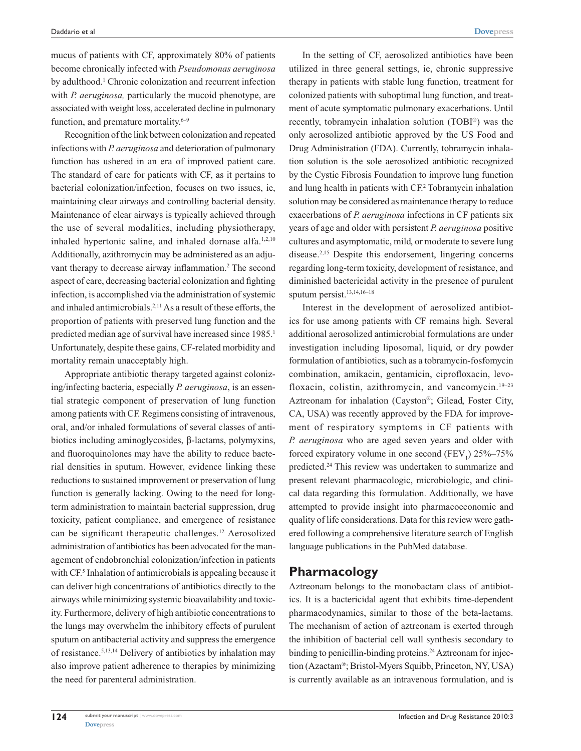mucus of patients with CF, approximately 80% of patients become chronically infected with *Pseudomonas aeruginosa* by adulthood.[1] Chronic colonization and recurrent infection with *P. aeruginosa,* particularly the mucoid phenotype, are associated with weight loss, accelerated decline in pulmonary function, and premature mortality.[6–9]

Recognition of the link between colonization and repeated infections with *P. aeruginosa* and deterioration of pulmonary function has ushered in an era of improved patient care. The standard of care for patients with CF, as it pertains to bacterial colonization/infection, focuses on two issues, ie, maintaining clear airways and controlling bacterial density. Maintenance of clear airways is typically achieved through the use of several modalities, including physiotherapy, inhaled hypertonic saline, and inhaled dornase alfa.[1,2,10] Additionally, azithromycin may be administered as an adjuvant therapy to decrease airway inflammation.[2] The second aspect of care, decreasing bacterial colonization and fighting infection, is accomplished via the administration of systemic and inhaled antimicrobials.[2,11] As a result of these efforts, the proportion of patients with preserved lung function and the predicted median age of survival have increased since 1985.[1] Unfortunately, despite these gains, CF-related morbidity and mortality remain unacceptably high.

Appropriate antibiotic therapy targeted against colonizing/infecting bacteria, especially *P. aeruginosa*, is an essential strategic component of preservation of lung function among patients with CF. Regimens consisting of intravenous, oral, and/or inhaled formulations of several classes of antibiotics including aminoglycosides, β-lactams, polymyxins, and fluoroquinolones may have the ability to reduce bacterial densities in sputum. However, evidence linking these reductions to sustained improvement or preservation of lung function is generally lacking. Owing to the need for long-term administration to maintain bacterial suppression, drug toxicity, patient compliance, and emergence of resistance can be significant therapeutic challenges.[12] Aerosolized administration of antibiotics has been advocated for the management of endobronchial colonization/infection in patients with CF.[5] Inhalation of antimicrobials is appealing because it can deliver high concentrations of antibiotics directly to the airways while minimizing systemic bioavailability and toxicity. Furthermore, delivery of high antibiotic concentrations to the lungs may overwhelm the inhibitory effects of purulent sputum on antibacterial activity and suppress the emergence of resistance.[5,13,14] Delivery of antibiotics by inhalation may also improve patient adherence to therapies by minimizing the need for parenteral administration.

In the setting of CF, aerosolized antibiotics have been utilized in three general settings, ie, chronic suppressive therapy in patients with stable lung function, treatment for colonized patients with suboptimal lung function, and treatment of acute symptomatic pulmonary exacerbations. Until recently, tobramycin inhalation solution (TOBI®) was the only aerosolized antibiotic approved by the US Food and Drug Administration (FDA). Currently, tobramycin inhalation solution is the sole aerosolized antibiotic recognized by the Cystic Fibrosis Foundation to improve lung function and lung health in patients with CF.[2] Tobramycin inhalation solution may be considered as maintenance therapy to reduce exacerbations of *P. aeruginosa* infections in CF patients six years of age and older with persistent *P. aeruginosa* positive cultures and asymptomatic, mild, or moderate to severe lung disease.[2,15] Despite this endorsement, lingering concerns regarding long-term toxicity, development of resistance, and diminished bactericidal activity in the presence of purulent sputum persist.[13,14,16–18]

Interest in the development of aerosolized antibiotics for use among patients with CF remains high. Several additional aerosolized antimicrobial formulations are under investigation including liposomal, liquid, or dry powder formulation of antibiotics, such as a tobramycin-fosfomycin combination, amikacin, gentamicin, ciprofloxacin, levofloxacin, colistin, azithromycin, and vancomycin.[19–23] Aztreonam for inhalation (Cayston®; Gilead, Foster City, CA, USA) was recently approved by the FDA for improvement of respiratory symptoms in CF patients with *P. aeruginosa* who are aged seven years and older with forced expiratory volume in one second ($FEV_1$) 25%–75% predicted.[24] This review was undertaken to summarize and present relevant pharmacologic, microbiologic, and clinical data regarding this formulation. Additionally, we have attempted to provide insight into pharmacoeconomic and quality of life considerations. Data for this review were gathered following a comprehensive literature search of English language publications in the PubMed database.

## Pharmacology

Aztreonam belongs to the monobactam class of antibiotics. It is a bactericidal agent that exhibits time-dependent pharmacodynamics, similar to those of the beta-lactams. The mechanism of action of aztreonam is exerted through the inhibition of bacterial cell wall synthesis secondary to binding to penicillin-binding proteins.[24] Aztreonam for injection (Azactam®; Bristol-Myers Squibb, Princeton, NY, USA) is currently available as an intravenous formulation, and is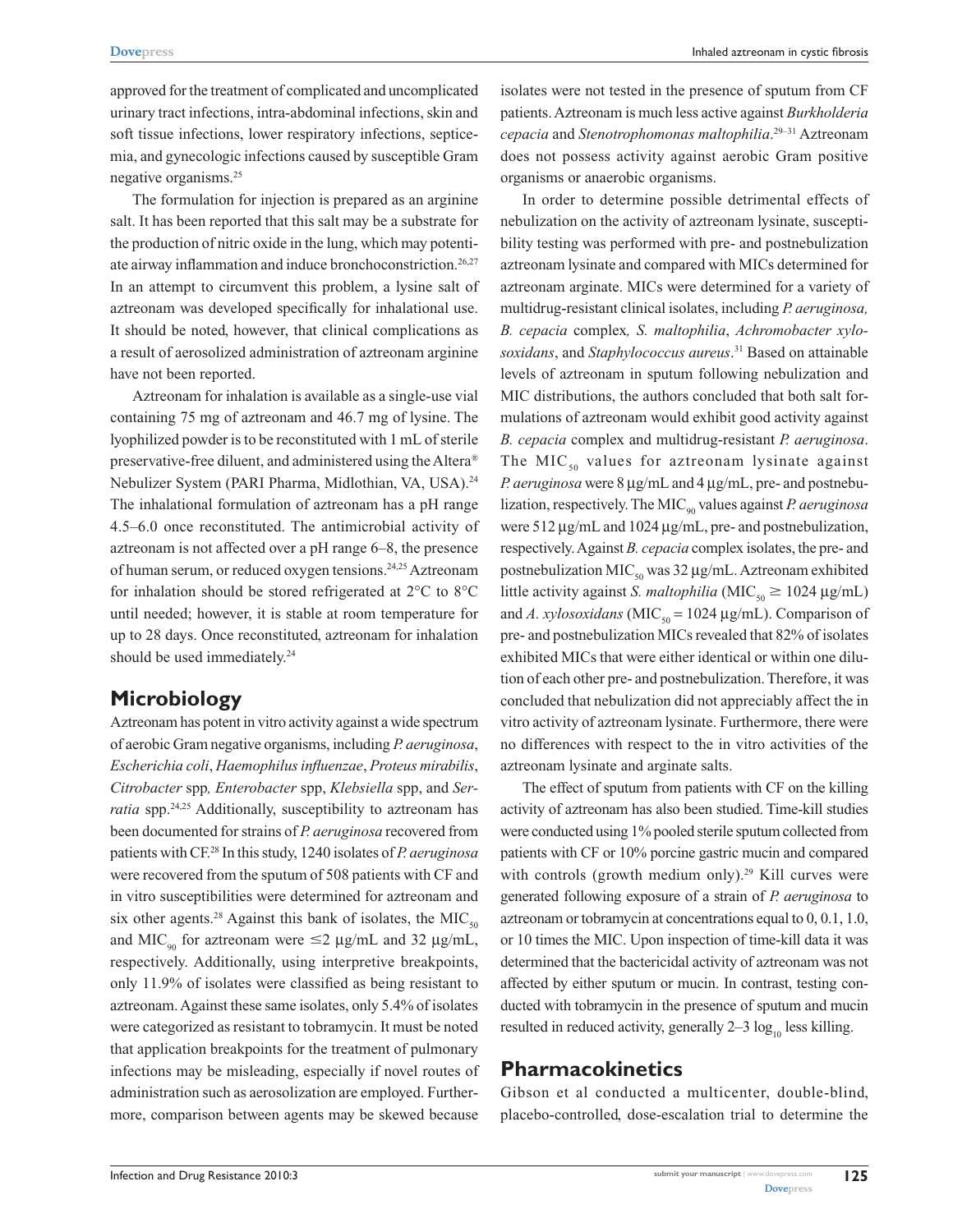approved for the treatment of complicated and uncomplicated urinary tract infections, intra-abdominal infections, skin and soft tissue infections, lower respiratory infections, septicemia, and gynecologic infections caused by susceptible Gram negative organisms.[25]

The formulation for injection is prepared as an arginine salt. It has been reported that this salt may be a substrate for the production of nitric oxide in the lung, which may potentiate airway inflammation and induce bronchoconstriction.[26,27] In an attempt to circumvent this problem, a lysine salt of aztreonam was developed specifically for inhalational use. It should be noted, however, that clinical complications as a result of aerosolized administration of aztreonam arginine have not been reported.

Aztreonam for inhalation is available as a single-use vial containing 75 mg of aztreonam and 46.7 mg of lysine. The lyophilized powder is to be reconstituted with 1 mL of sterile preservative-free diluent, and administered using the Altera® Nebulizer System (PARI Pharma, Midlothian, VA, USA).[24] The inhalational formulation of aztreonam has a pH range 4.5–6.0 once reconstituted. The antimicrobial activity of aztreonam is not affected over a pH range 6–8, the presence of human serum, or reduced oxygen tensions.[24,25] Aztreonam for inhalation should be stored refrigerated at 2°C to 8°C until needed; however, it is stable at room temperature for up to 28 days. Once reconstituted, aztreonam for inhalation should be used immediately.[24]

## Microbiology

Aztreonam has potent in vitro activity against a wide spectrum of aerobic Gram negative organisms, including *P. aeruginosa*, *Escherichia coli*, *Haemophilus influenzae*, *Proteus mirabilis*, *Citrobacter* spp*, Enterobacter* spp, *Klebsiella* spp, and *Serratia* spp.[24,25] Additionally, susceptibility to aztreonam has been documented for strains of *P. aeruginosa* recovered from patients with CF.[28] In this study, 1240 isolates of *P. aeruginosa* were recovered from the sputum of 508 patients with CF and in vitro susceptibilities were determined for aztreonam and six other agents.[28] Against this bank of isolates, the $MIC_{50}$ and $MIC_{90}$ for aztreonam were ≤2 µg/mL and 32 µg/mL, respectively. Additionally, using interpretive breakpoints, only 11.9% of isolates were classified as being resistant to aztreonam. Against these same isolates, only 5.4% of isolates were categorized as resistant to tobramycin. It must be noted that application breakpoints for the treatment of pulmonary infections may be misleading, especially if novel routes of administration such as aerosolization are employed. Furthermore, comparison between agents may be skewed because isolates were not tested in the presence of sputum from CF patients. Aztreonam is much less active against *Burkholderia cepacia* and *Stenotrophomonas maltophilia*.[29–31] Aztreonam does not possess activity against aerobic Gram positive organisms or anaerobic organisms.

In order to determine possible detrimental effects of nebulization on the activity of aztreonam lysinate, susceptibility testing was performed with pre- and postnebulization aztreonam lysinate and compared with MICs determined for aztreonam arginate. MICs were determined for a variety of multidrug-resistant clinical isolates, including *P. aeruginosa, B. cepacia* complex*, S. maltophilia*, *Achromobacter xylosoxidans*, and *Staphylococcus aureus*.[31] Based on attainable levels of aztreonam in sputum following nebulization and MIC distributions, the authors concluded that both salt formulations of aztreonam would exhibit good activity against *B. cepacia* complex and multidrug-resistant *P. aeruginosa*. The $MIC_{50}$ values for aztreonam lysinate against *P. aeruginosa* were 8 µg/mL and 4 µg/mL, pre- and postnebulization, respectively. The $MIC_{90}$ values against *P. aeruginosa* were 512 µg/mL and 1024 µg/mL, pre- and postnebulization, respectively. Against *B. cepacia* complex isolates, the pre- and postnebulization $MIC_{50}$ was 32 µg/mL. Aztreonam exhibited little activity against *S. maltophilia* ($MIC_{50} \geq 1024$ µg/mL) and *A. xylosoxidans* ($MIC_{50} = 1024$ µg/mL). Comparison of pre- and postnebulization MICs revealed that 82% of isolates exhibited MICs that were either identical or within one dilution of each other pre- and postnebulization. Therefore, it was concluded that nebulization did not appreciably affect the in vitro activity of aztreonam lysinate. Furthermore, there were no differences with respect to the in vitro activities of the aztreonam lysinate and arginate salts.

The effect of sputum from patients with CF on the killing activity of aztreonam has also been studied. Time-kill studies were conducted using 1% pooled sterile sputum collected from patients with CF or 10% porcine gastric mucin and compared with controls (growth medium only).[29] Kill curves were generated following exposure of a strain of *P. aeruginosa* to aztreonam or tobramycin at concentrations equal to 0, 0.1, 1.0, or 10 times the MIC. Upon inspection of time-kill data it was determined that the bactericidal activity of aztreonam was not affected by either sputum or mucin. In contrast, testing conducted with tobramycin in the presence of sputum and mucin resulted in reduced activity, generally 2–3 $\log_{10}$ less killing.

## Pharmacokinetics

Gibson et al conducted a multicenter, double-blind, placebo-controlled, dose-escalation trial to determine the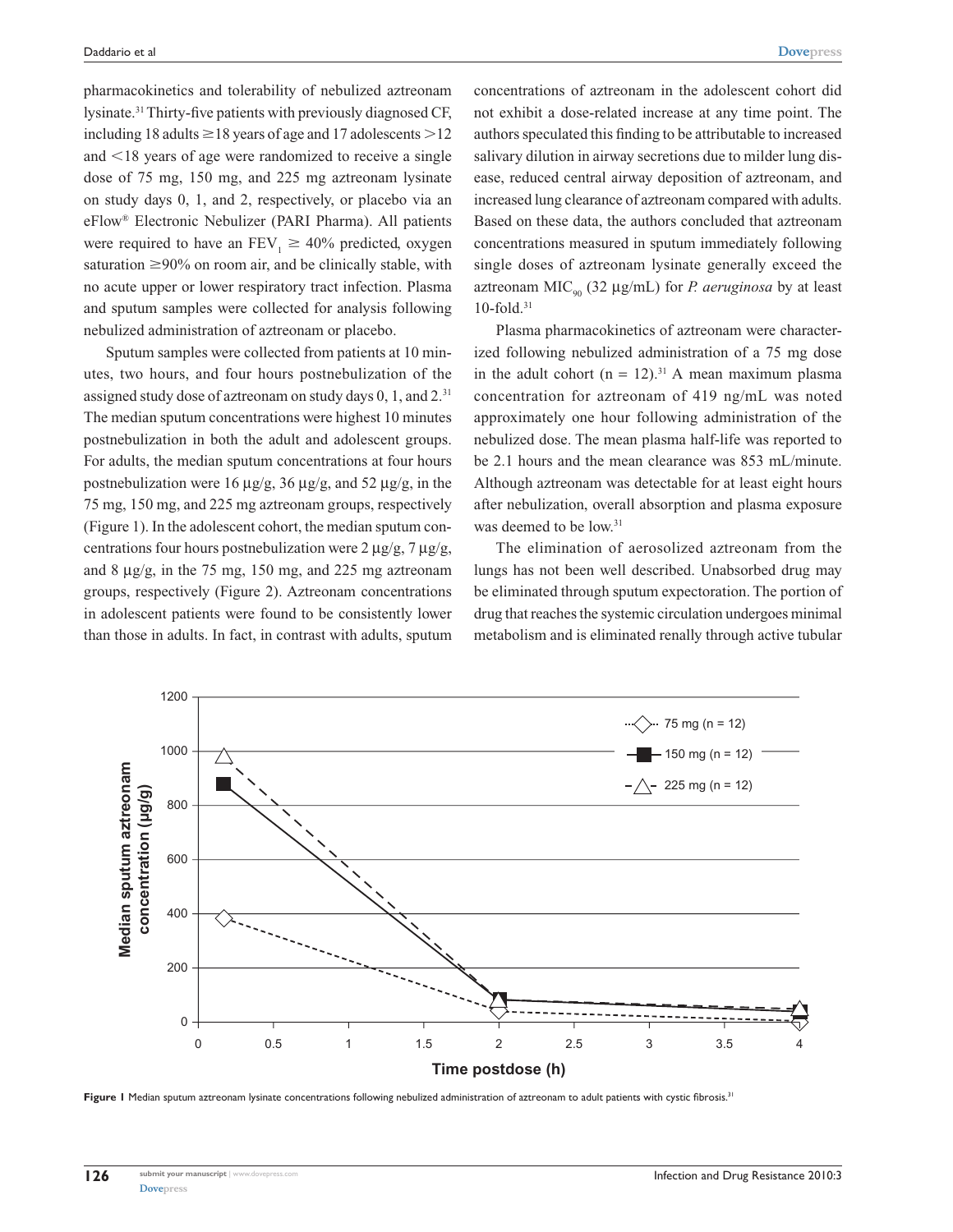pharmacokinetics and tolerability of nebulized aztreonam lysinate.[31] Thirty-five patients with previously diagnosed CF, including 18 adults ≥18 years of age and 17 adolescents >12 and <18 years of age were randomized to receive a single dose of 75 mg, 150 mg, and 225 mg aztreonam lysinate on study days 0, 1, and 2, respectively, or placebo via an eFlow® Electronic Nebulizer (PARI Pharma). All patients were required to have an $FEV_1 \geq 40\%$ predicted, oxygen saturation ≥90% on room air, and be clinically stable, with no acute upper or lower respiratory tract infection. Plasma and sputum samples were collected for analysis following nebulized administration of aztreonam or placebo.

Sputum samples were collected from patients at 10 minutes, two hours, and four hours postnebulization of the assigned study dose of aztreonam on study days 0, 1, and 2.[31] The median sputum concentrations were highest 10 minutes postnebulization in both the adult and adolescent groups. For adults, the median sputum concentrations at four hours postnebulization were 16 µg/g, 36 µg/g, and 52 µg/g, in the 75 mg, 150 mg, and 225 mg aztreonam groups, respectively (Figure 1). In the adolescent cohort, the median sputum concentrations four hours postnebulization were 2 µg/g, 7 µg/g, and 8 µg/g, in the 75 mg, 150 mg, and 225 mg aztreonam groups, respectively (Figure 2). Aztreonam concentrations in adolescent patients were found to be consistently lower than those in adults. In fact, in contrast with adults, sputum concentrations of aztreonam in the adolescent cohort did not exhibit a dose-related increase at any time point. The authors speculated this finding to be attributable to increased salivary dilution in airway secretions due to milder lung disease, reduced central airway deposition of aztreonam, and increased lung clearance of aztreonam compared with adults. Based on these data, the authors concluded that aztreonam concentrations measured in sputum immediately following single doses of aztreonam lysinate generally exceed the aztreonam $MIC_{90}$ (32 µg/mL) for *P. aeruginosa* by at least 10-fold.[31]

Plasma pharmacokinetics of aztreonam were characterized following nebulized administration of a 75 mg dose in the adult cohort (n = 12).[31] A mean maximum plasma concentration for aztreonam of 419 ng/mL was noted approximately one hour following administration of the nebulized dose. The mean plasma half-life was reported to be 2.1 hours and the mean clearance was 853 mL/minute. Although aztreonam was detectable for at least eight hours after nebulization, overall absorption and plasma exposure was deemed to be low.[31]

The elimination of aerosolized aztreonam from the lungs has not been well described. Unabsorbed drug may be eliminated through sputum expectoration. The portion of drug that reaches the systemic circulation undergoes minimal metabolism and is eliminated renally through active tubular

**Figure 1** Median sputum aztreonam lysinate concentrations following nebulized administration of aztreonam to adult patients with cystic fibrosis.[31]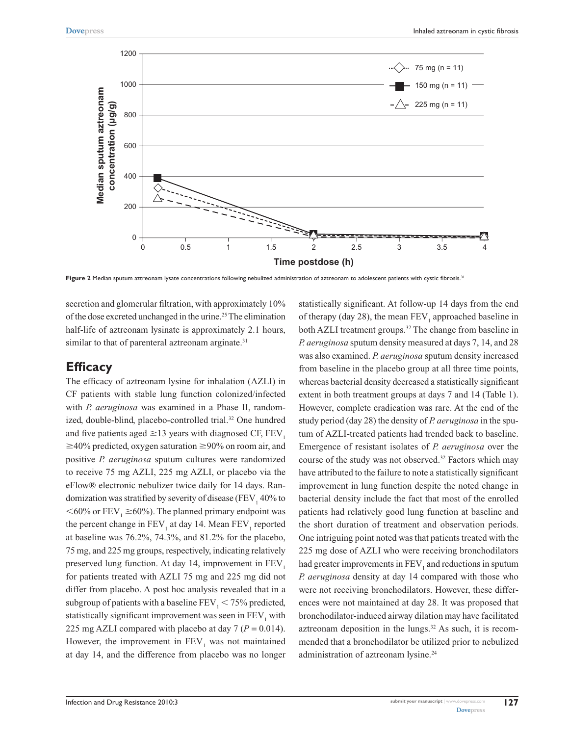Figure 2 Median sputum aztreonam lysate concentrations following nebulized administration of aztreonam to adolescent patients with cystic fibrosis.[31]

secretion and glomerular filtration, with approximately 10% of the dose excreted unchanged in the urine.[25] The elimination half-life of aztreonam lysinate is approximately 2.1 hours, similar to that of parenteral aztreonam arginate.[31]

## Efficacy

The efficacy of aztreonam lysine for inhalation (AZLI) in CF patients with stable lung function colonized/infected with *P. aeruginosa* was examined in a Phase II, randomized, double-blind, placebo-controlled trial.[32] One hundred and five patients aged ≥13 years with diagnosed CF, $FEV_1$ ≥40% predicted, oxygen saturation ≥90% on room air, and positive *P. aeruginosa* sputum cultures were randomized to receive 75 mg AZLI, 225 mg AZLI, or placebo via the eFlow® electronic nebulizer twice daily for 14 days. Randomization was stratified by severity of disease ($FEV_1$ 40% to <60% or $FEV_1$ ≥60%). The planned primary endpoint was the percent change in $FEV_1$ at day 14. Mean $FEV_1$ reported at baseline was 76.2%, 74.3%, and 81.2% for the placebo, 75 mg, and 225 mg groups, respectively, indicating relatively preserved lung function. At day 14, improvement in $FEV_1$ for patients treated with AZLI 75 mg and 225 mg did not differ from placebo. A post hoc analysis revealed that in a subgroup of patients with a baseline $FEV_1$ < 75% predicted, statistically significant improvement was seen in $FEV_1$ with 225 mg AZLI compared with placebo at day 7 ($P = 0.014$). However, the improvement in $FEV_1$ was not maintained at day 14, and the difference from placebo was no longer statistically significant. At follow-up 14 days from the end of therapy (day 28), the mean $FEV_1$ approached baseline in both AZLI treatment groups.[32] The change from baseline in *P. aeruginosa* sputum density measured at days 7, 14, and 28 was also examined. *P. aeruginosa* sputum density increased from baseline in the placebo group at all three time points, whereas bacterial density decreased a statistically significant extent in both treatment groups at days 7 and 14 (Table 1). However, complete eradication was rare. At the end of the study period (day 28) the density of *P. aeruginosa* in the sputum of AZLI-treated patients had trended back to baseline. Emergence of resistant isolates of *P. aeruginosa* over the course of the study was not observed.[32] Factors which may have attributed to the failure to note a statistically significant improvement in lung function despite the noted change in bacterial density include the fact that most of the enrolled patients had relatively good lung function at baseline and the short duration of treatment and observation periods. One intriguing point noted was that patients treated with the 225 mg dose of AZLI who were receiving bronchodilators had greater improvements in $FEV_1$ and reductions in sputum *P. aeruginosa* density at day 14 compared with those who were not receiving bronchodilators. However, these differences were not maintained at day 28. It was proposed that bronchodilator-induced airway dilation may have facilitated aztreonam deposition in the lungs.[32] As such, it is recommended that a bronchodilator be utilized prior to nebulized administration of aztreonam lysine.[24]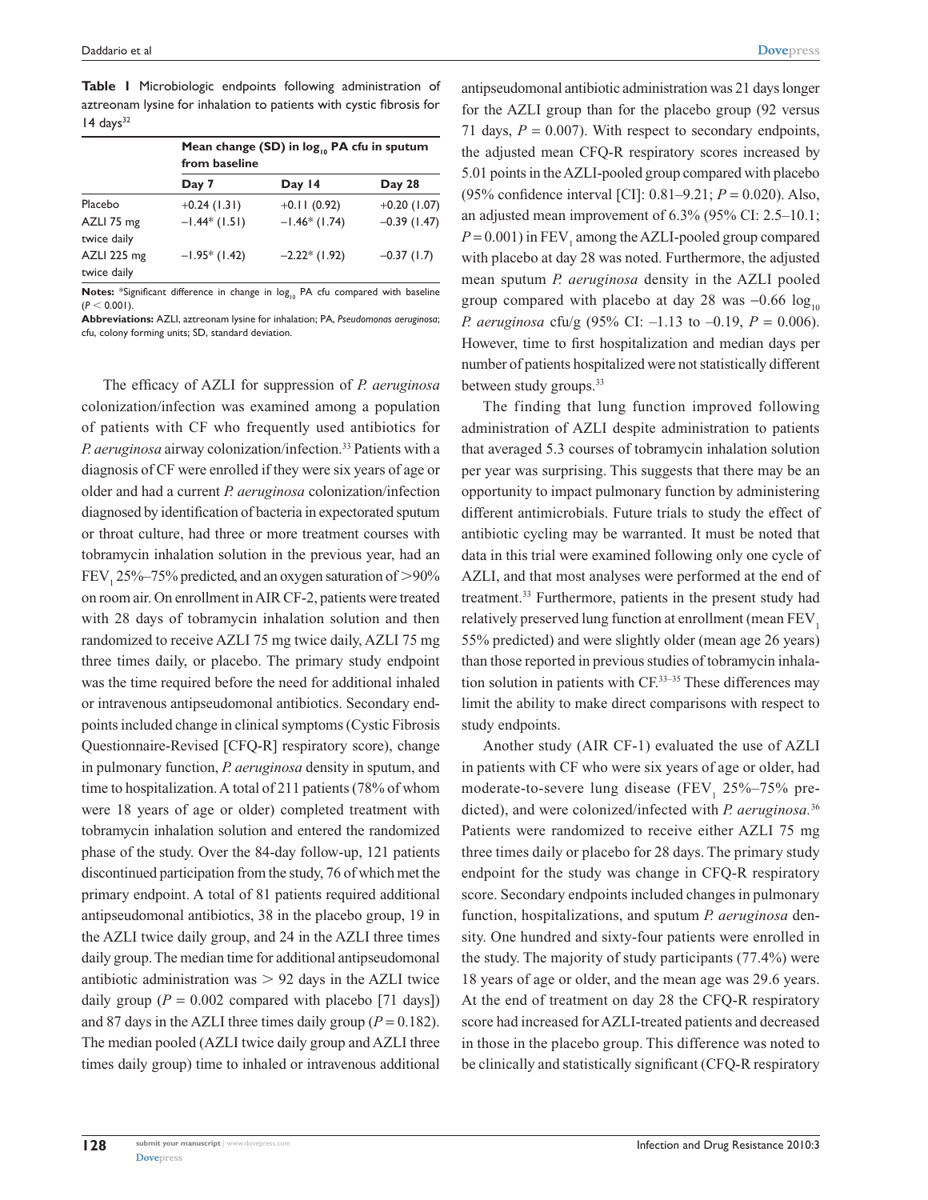**Table 1** Microbiologic endpoints following administration of aztreonam lysine for inhalation to patients with cystic fibrosis for 14 days[32]

| | Mean change (SD) in $\log_{10}$ PA cfu in sputum from baseline | | |
|---|---|---|---|
| | Day 7 | Day 14 | Day 28 |
| Placebo | +0.24 (1.31) | +0.11 (0.92) | +0.20 (1.07) |
| AZLI 75 mg twice daily | −1.44* (1.51) | −1.46* (1.74) | −0.39 (1.47) |
| AZLI 225 mg twice daily | −1.95* (1.42) | −2.22* (1.92) | −0.37 (1.7) |

**Notes:** *Significant difference in change in $\log_{10}$ PA cfu compared with baseline ($P < 0.001$).
**Abbreviations:** AZLI, aztreonam lysine for inhalation; PA, *Pseudomonas aeruginosa*; cfu, colony forming units; SD, standard deviation.

The efficacy of AZLI for suppression of *P. aeruginosa* colonization/infection was examined among a population of patients with CF who frequently used antibiotics for *P. aeruginosa* airway colonization/infection.[33] Patients with a diagnosis of CF were enrolled if they were six years of age or older and had a current *P. aeruginosa* colonization/infection diagnosed by identification of bacteria in expectorated sputum or throat culture, had three or more treatment courses with tobramycin inhalation solution in the previous year, had an $FEV_1$ 25%–75% predicted, and an oxygen saturation of >90% on room air. On enrollment in AIR CF-2, patients were treated with 28 days of tobramycin inhalation solution and then randomized to receive AZLI 75 mg twice daily, AZLI 75 mg three times daily, or placebo. The primary study endpoint was the time required before the need for additional inhaled or intravenous antipseudomonal antibiotics. Secondary endpoints included change in clinical symptoms (Cystic Fibrosis Questionnaire-Revised [CFQ-R] respiratory score), change in pulmonary function, *P. aeruginosa* density in sputum, and time to hospitalization. A total of 211 patients (78% of whom were 18 years of age or older) completed treatment with tobramycin inhalation solution and entered the randomized phase of the study. Over the 84-day follow-up, 121 patients discontinued participation from the study, 76 of which met the primary endpoint. A total of 81 patients required additional antipseudomonal antibiotics, 38 in the placebo group, 19 in the AZLI twice daily group, and 24 in the AZLI three times daily group. The median time for additional antipseudomonal antibiotic administration was > 92 days in the AZLI twice daily group ($P = 0.002$ compared with placebo [71 days]) and 87 days in the AZLI three times daily group ($P = 0.182$). The median pooled (AZLI twice daily group and AZLI three times daily group) time to inhaled or intravenous additional antipseudomonal antibiotic administration was 21 days longer for the AZLI group than for the placebo group (92 versus 71 days, $P = 0.007$). With respect to secondary endpoints, the adjusted mean CFQ-R respiratory scores increased by 5.01 points in the AZLI-pooled group compared with placebo (95% confidence interval [CI]: 0.81–9.21; $P = 0.020$). Also, an adjusted mean improvement of 6.3% (95% CI: 2.5–10.1; $P = 0.001$) in $FEV_1$ among the AZLI-pooled group compared with placebo at day 28 was noted. Furthermore, the adjusted mean sputum *P. aeruginosa* density in the AZLI pooled group compared with placebo at day 28 was $-0.66$ $\log_{10}$ *P. aeruginosa* cfu/g (95% CI: –1.13 to –0.19, $P = 0.006$). However, time to first hospitalization and median days per number of patients hospitalized were not statistically different between study groups.[33]

The finding that lung function improved following administration of AZLI despite administration to patients that averaged 5.3 courses of tobramycin inhalation solution per year was surprising. This suggests that there may be an opportunity to impact pulmonary function by administering different antimicrobials. Future trials to study the effect of antibiotic cycling may be warranted. It must be noted that data in this trial were examined following only one cycle of AZLI, and that most analyses were performed at the end of treatment.[33] Furthermore, patients in the present study had relatively preserved lung function at enrollment (mean $FEV_1$ 55% predicted) and were slightly older (mean age 26 years) than those reported in previous studies of tobramycin inhalation solution in patients with CF.[33–35] These differences may limit the ability to make direct comparisons with respect to study endpoints.

Another study (AIR CF-1) evaluated the use of AZLI in patients with CF who were six years of age or older, had moderate-to-severe lung disease ($FEV_1$ 25%–75% predicted), and were colonized/infected with *P. aeruginosa*.[36] Patients were randomized to receive either AZLI 75 mg three times daily or placebo for 28 days. The primary study endpoint for the study was change in CFQ-R respiratory score. Secondary endpoints included changes in pulmonary function, hospitalizations, and sputum *P. aeruginosa* density. One hundred and sixty-four patients were enrolled in the study. The majority of study participants (77.4%) were 18 years of age or older, and the mean age was 29.6 years. At the end of treatment on day 28 the CFQ-R respiratory score had increased for AZLI-treated patients and decreased in those in the placebo group. This difference was noted to be clinically and statistically significant (CFQ-R respiratory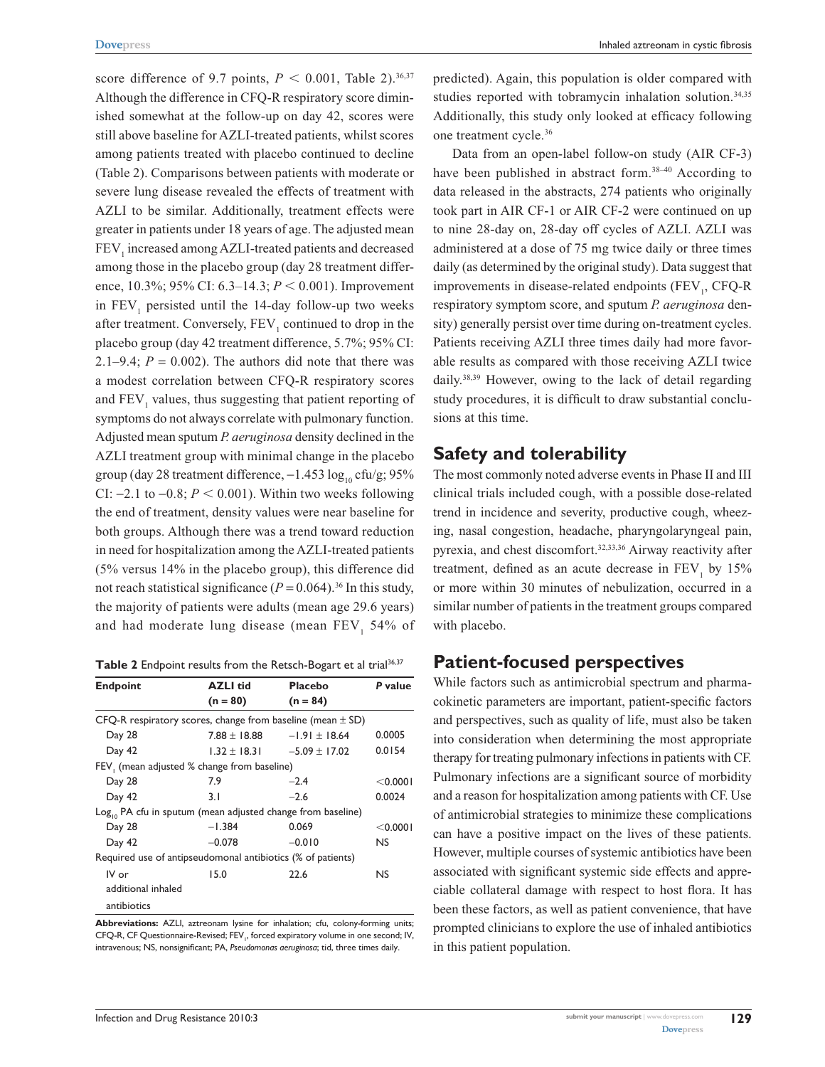score difference of 9.7 points, $P < 0.001$, Table 2).[36,37] Although the difference in CFQ-R respiratory score diminished somewhat at the follow-up on day 42, scores were still above baseline for AZLI-treated patients, whilst scores among patients treated with placebo continued to decline (Table 2). Comparisons between patients with moderate or severe lung disease revealed the effects of treatment with AZLI to be similar. Additionally, treatment effects were greater in patients under 18 years of age. The adjusted mean $FEV_1$ increased among AZLI-treated patients and decreased among those in the placebo group (day 28 treatment difference, 10.3%; 95% CI: 6.3–14.3; $P < 0.001$). Improvement in $FEV_1$ persisted until the 14-day follow-up two weeks after treatment. Conversely, $FEV_1$ continued to drop in the placebo group (day 42 treatment difference, 5.7%; 95% CI: 2.1–9.4; $P = 0.002$). The authors did note that there was a modest correlation between CFQ-R respiratory scores and $FEV_1$ values, thus suggesting that patient reporting of symptoms do not always correlate with pulmonary function. Adjusted mean sputum *P. aeruginosa* density declined in the AZLI treatment group with minimal change in the placebo group (day 28 treatment difference, $-1.453$ $\log_{10}$ cfu/g; 95% CI: $-2.1$ to $-0.8$; $P < 0.001$). Within two weeks following the end of treatment, density values were near baseline for both groups. Although there was a trend toward reduction in need for hospitalization among the AZLI-treated patients (5% versus 14% in the placebo group), this difference did not reach statistical significance ($P = 0.064$).[36] In this study, the majority of patients were adults (mean age 29.6 years) and had moderate lung disease (mean $FEV_1$ 54% of predicted). Again, this population is older compared with studies reported with tobramycin inhalation solution.[34,35] Additionally, this study only looked at efficacy following one treatment cycle.[36]

**Table 2** Endpoint results from the Retsch-Bogart et al trial[36,37]

| Endpoint | AZLI tid (n = 80) | Placebo (n = 84) | P value |
|---|---|---|---|
| CFQ-R respiratory scores, change from baseline (mean ± SD) | | | |
| Day 28 | 7.88 ± 18.88 | −1.91 ± 18.64 | 0.0005 |
| Day 42 | 1.32 ± 18.31 | −5.09 ± 17.02 | 0.0154 |
| $FEV_1$ (mean adjusted % change from baseline) | | | |
| Day 28 | 7.9 | −2.4 | <0.0001 |
| Day 42 | 3.1 | −2.6 | 0.0024 |
| $\log_{10}$ PA cfu in sputum (mean adjusted change from baseline) | | | |
| Day 28 | −1.384 | 0.069 | <0.0001 |
| Day 42 | −0.078 | −0.010 | NS |
| Required use of antipseudomonal antibiotics (% of patients) | | | |
| IV or additional inhaled antibiotics | 15.0 | 22.6 | NS |

**Abbreviations:** AZLI, aztreonam lysine for inhalation; cfu, colony-forming units; CFQ-R, CF Questionnaire-Revised; $FEV_1$, forced expiratory volume in one second; IV, intravenous; NS, nonsignificant; PA, *Pseudomonas aeruginosa*; tid, three times daily.

Data from an open-label follow-on study (AIR CF-3) have been published in abstract form.[38–40] According to data released in the abstracts, 274 patients who originally took part in AIR CF-1 or AIR CF-2 were continued on up to nine 28-day on, 28-day off cycles of AZLI. AZLI was administered at a dose of 75 mg twice daily or three times daily (as determined by the original study). Data suggest that improvements in disease-related endpoints ($FEV_1$, CFQ-R respiratory symptom score, and sputum *P. aeruginosa* density) generally persist over time during on-treatment cycles. Patients receiving AZLI three times daily had more favorable results as compared with those receiving AZLI twice daily.[38,39] However, owing to the lack of detail regarding study procedures, it is difficult to draw substantial conclusions at this time.

## Safety and tolerability

The most commonly noted adverse events in Phase II and III clinical trials included cough, with a possible dose-related trend in incidence and severity, productive cough, wheezing, nasal congestion, headache, pharyngolaryngeal pain, pyrexia, and chest discomfort.[32,33,36] Airway reactivity after treatment, defined as an acute decrease in $FEV_1$ by 15% or more within 30 minutes of nebulization, occurred in a similar number of patients in the treatment groups compared with placebo.

## Patient-focused perspectives

While factors such as antimicrobial spectrum and pharmacokinetic parameters are important, patient-specific factors and perspectives, such as quality of life, must also be taken into consideration when determining the most appropriate therapy for treating pulmonary infections in patients with CF. Pulmonary infections are a significant source of morbidity and a reason for hospitalization among patients with CF. Use of antimicrobial strategies to minimize these complications can have a positive impact on the lives of these patients. However, multiple courses of systemic antibiotics have been associated with significant systemic side effects and appreciable collateral damage with respect to host flora. It has been these factors, as well as patient convenience, that have prompted clinicians to explore the use of inhaled antibiotics in this patient population.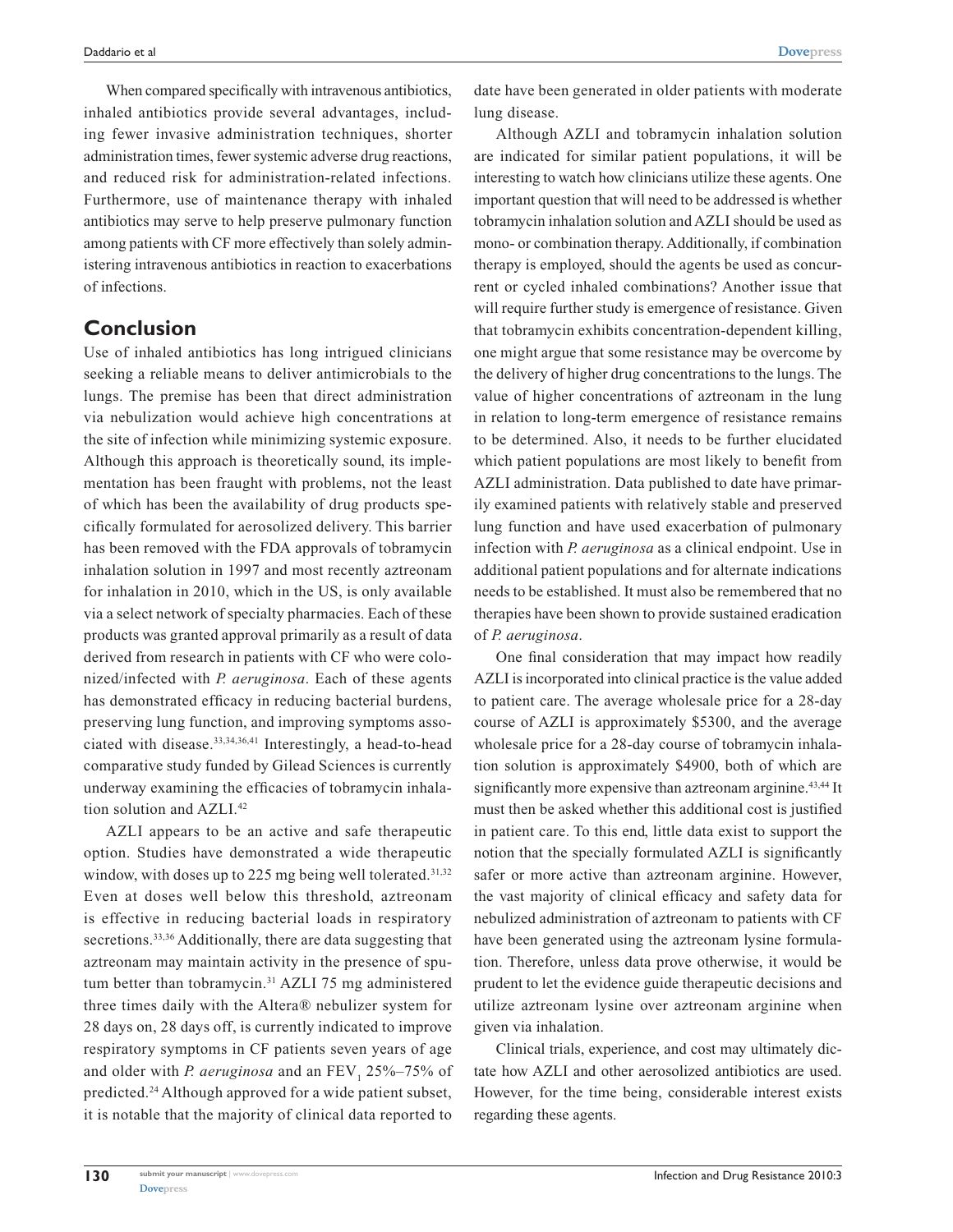When compared specifically with intravenous antibiotics, inhaled antibiotics provide several advantages, including fewer invasive administration techniques, shorter administration times, fewer systemic adverse drug reactions, and reduced risk for administration-related infections. Furthermore, use of maintenance therapy with inhaled antibiotics may serve to help preserve pulmonary function among patients with CF more effectively than solely administering intravenous antibiotics in reaction to exacerbations of infections.

## Conclusion

Use of inhaled antibiotics has long intrigued clinicians seeking a reliable means to deliver antimicrobials to the lungs. The premise has been that direct administration via nebulization would achieve high concentrations at the site of infection while minimizing systemic exposure. Although this approach is theoretically sound, its implementation has been fraught with problems, not the least of which has been the availability of drug products specifically formulated for aerosolized delivery. This barrier has been removed with the FDA approvals of tobramycin inhalation solution in 1997 and most recently aztreonam for inhalation in 2010, which in the US, is only available via a select network of specialty pharmacies. Each of these products was granted approval primarily as a result of data derived from research in patients with CF who were colonized/infected with *P. aeruginosa*. Each of these agents has demonstrated efficacy in reducing bacterial burdens, preserving lung function, and improving symptoms associated with disease.[33,34,36,41] Interestingly, a head-to-head comparative study funded by Gilead Sciences is currently underway examining the efficacies of tobramycin inhalation solution and AZLI.[42]

AZLI appears to be an active and safe therapeutic option. Studies have demonstrated a wide therapeutic window, with doses up to 225 mg being well tolerated.[31,32] Even at doses well below this threshold, aztreonam is effective in reducing bacterial loads in respiratory secretions.[33,36] Additionally, there are data suggesting that aztreonam may maintain activity in the presence of sputum better than tobramycin.[31] AZLI 75 mg administered three times daily with the Altera® nebulizer system for 28 days on, 28 days off, is currently indicated to improve respiratory symptoms in CF patients seven years of age and older with *P. aeruginosa* and an $FEV_1$ 25%–75% of predicted.[24] Although approved for a wide patient subset, it is notable that the majority of clinical data reported to date have been generated in older patients with moderate lung disease.

Although AZLI and tobramycin inhalation solution are indicated for similar patient populations, it will be interesting to watch how clinicians utilize these agents. One important question that will need to be addressed is whether tobramycin inhalation solution and AZLI should be used as mono- or combination therapy. Additionally, if combination therapy is employed, should the agents be used as concurrent or cycled inhaled combinations? Another issue that will require further study is emergence of resistance. Given that tobramycin exhibits concentration-dependent killing, one might argue that some resistance may be overcome by the delivery of higher drug concentrations to the lungs. The value of higher concentrations of aztreonam in the lung in relation to long-term emergence of resistance remains to be determined. Also, it needs to be further elucidated which patient populations are most likely to benefit from AZLI administration. Data published to date have primarily examined patients with relatively stable and preserved lung function and have used exacerbation of pulmonary infection with *P. aeruginosa* as a clinical endpoint. Use in additional patient populations and for alternate indications needs to be established. It must also be remembered that no therapies have been shown to provide sustained eradication of *P. aeruginosa*.

One final consideration that may impact how readily AZLI is incorporated into clinical practice is the value added to patient care. The average wholesale price for a 28-day course of AZLI is approximately $5300, and the average wholesale price for a 28-day course of tobramycin inhalation solution is approximately $4900, both of which are significantly more expensive than aztreonam arginine.[43,44] It must then be asked whether this additional cost is justified in patient care. To this end, little data exist to support the notion that the specially formulated AZLI is significantly safer or more active than aztreonam arginine. However, the vast majority of clinical efficacy and safety data for nebulized administration of aztreonam to patients with CF have been generated using the aztreonam lysine formulation. Therefore, unless data prove otherwise, it would be prudent to let the evidence guide therapeutic decisions and utilize aztreonam lysine over aztreonam arginine when given via inhalation.

Clinical trials, experience, and cost may ultimately dictate how AZLI and other aerosolized antibiotics are used. However, for the time being, considerable interest exists regarding these agents.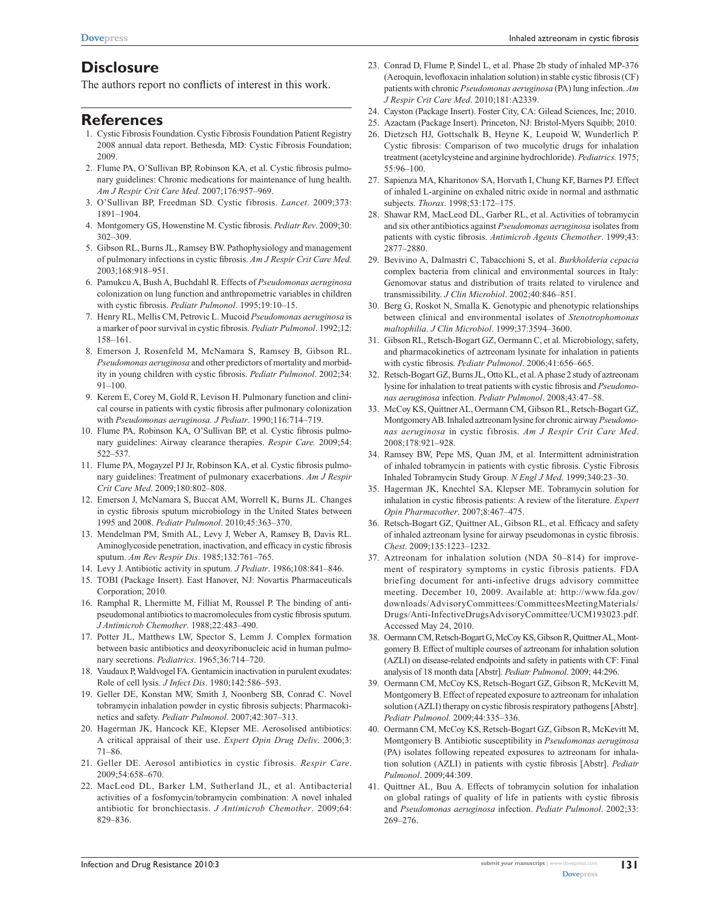## Disclosure

The authors report no conflicts of interest in this work.

## References

1. Cystic Fibrosis Foundation. Cystic Fibrosis Foundation Patient Registry 2008 annual data report. Bethesda, MD: Cystic Fibrosis Foundation; 2009.
2. Flume PA, O'Sullivan BP, Robinson KA, et al. Cystic fibrosis pulmonary guidelines: Chronic medications for maintenance of lung health. *Am J Respir Crit Care Med*. 2007;176:957–969.
3. O'Sullivan BP, Freedman SD. Cystic fibrosis. *Lancet*. 2009;373:1891–1904.
4. Montgomery GS, Howenstine M. Cystic fibrosis. *Pediatr Rev*. 2009;30:302–309.
5. Gibson RL, Burns JL, Ramsey BW. Pathophysiology and management of pulmonary infections in cystic fibrosis. *Am J Respir Crit Care Med*. 2003;168:918–951.
6. Pamukcu A, Bush A, Buchdahl R. Effects of *Pseudomonas aeruginosa* colonization on lung function and anthropometric variables in children with cystic fibrosis. *Pediatr Pulmonol*. 1995;19:10–15.
7. Henry RL, Mellis CM, Petrovic L. Mucoid *Pseudomonas aeruginosa* is a marker of poor survival in cystic fibrosis. *Pediatr Pulmonol*. 1992;12:158–161.
8. Emerson J, Rosenfeld M, McNamara S, Ramsey B, Gibson RL. *Pseudomonas aeruginosa* and other predictors of mortality and morbidity in young children with cystic fibrosis. *Pediatr Pulmonol*. 2002;34:91–100.
9. Kerem E, Corey M, Gold R, Levison H. Pulmonary function and clinical course in patients with cystic fibrosis after pulmonary colonization with *Pseudomonas aeruginosa*. *J Pediatr*. 1990;116:714–719.
10. Flume PA, Robinson KA, O'Sullivan BP, et al. Cystic fibrosis pulmonary guidelines: Airway clearance therapies. *Respir Care*. 2009;54:522–537.
11. Flume PA, Mogayzel PJ Jr, Robinson KA, et al. Cystic fibrosis pulmonary guidelines: Treatment of pulmonary exacerbations. *Am J Respir Crit Care Med*. 2009;180:802–808.
12. Emerson J, McNamara S, Buccat AM, Worrell K, Burns JL. Changes in cystic fibrosis sputum microbiology in the United States between 1995 and 2008. *Pediatr Pulmonol*. 2010;45:363–370.
13. Mendelman PM, Smith AL, Levy J, Weber A, Ramsey B, Davis RL. Aminoglycoside penetration, inactivation, and efficacy in cystic fibrosis sputum. *Am Rev Respir Dis*. 1985;132:761–765.
14. Levy J. Antibiotic activity in sputum. *J Pediatr*. 1986;108:841–846.
15. TOBI (Package Insert). East Hanover, NJ: Novartis Pharmaceuticals Corporation; 2010.
16. Ramphal R, Lhermitte M, Filliat M, Roussel P. The binding of anti-pseudomonal antibiotics to macromolecules from cystic fibrosis sputum. *J Antimicrob Chemother*. 1988;22:483–490.
17. Potter JL, Matthews LW, Spector S, Lemm J. Complex formation between basic antibiotics and deoxyribonucleic acid in human pulmonary secretions. *Pediatrics*. 1965;36:714–720.
18. Vaudaux P, Waldvogel FA. Gentamicin inactivation in purulent exudates: Role of cell lysis. *J Infect Dis*. 1980;142:586–593.
19. Geller DE, Konstan MW, Smith J, Noonberg SB, Conrad C. Novel tobramycin inhalation powder in cystic fibrosis subjects: Pharmacokinetics and safety. *Pediatr Pulmonol*. 2007;42:307–313.
20. Hagerman JK, Hancock KE, Klepser ME. Aerosolised antibiotics: A critical appraisal of their use. *Expert Opin Drug Deliv*. 2006;3:71–86.
21. Geller DE. Aerosol antibiotics in cystic fibrosis. *Respir Care*. 2009;54:658–670.
22. MacLeod DL, Barker LM, Sutherland JL, et al. Antibacterial activities of a fosfomycin/tobramycin combination: A novel inhaled antibiotic for bronchiectasis. *J Antimicrob Chemother*. 2009;64:829–836.
23. Conrad D, Flume P, Sindel L, et al. Phase 2b study of inhaled MP-376 (Aeroquin, levofloxacin inhalation solution) in stable cystic fibrosis (CF) patients with chronic *Pseudomonas aeruginosa* (PA) lung infection. *Am J Respir Crit Care Med*. 2010;181:A2339.
24. Cayston (Package Insert). Foster City, CA: Gilead Sciences, Inc; 2010.
25. Azactam (Package Insert). Princeton, NJ: Bristol-Myers Squibb; 2010.
26. Dietzsch HJ, Gottschalk B, Heyne K, Leupoid W, Wunderlich P. Cystic fibrosis: Comparison of two mucolytic drugs for inhalation treatment (acetylcysteine and arginine hydrochloride). *Pediatrics*. 1975;55:96–100.
27. Sapienza MA, Kharitonov SA, Horvath I, Chung KF, Barnes PJ. Effect of inhaled L-arginine on exhaled nitric oxide in normal and asthmatic subjects. *Thorax*. 1998;53:172–175.
28. Shawar RM, MacLeod DL, Garber RL, et al. Activities of tobramycin and six other antibiotics against *Pseudomonas aeruginosa* isolates from patients with cystic fibrosis. *Antimicrob Agents Chemother*. 1999;43:2877–2880.
29. Bevivino A, Dalmastri C, Tabacchioni S, et al. *Burkholderia cepacia* complex bacteria from clinical and environmental sources in Italy: Genomovar status and distribution of traits related to virulence and transmissibility. *J Clin Microbiol*. 2002;40:846–851.
30. Berg G, Roskot N, Smalla K. Genotypic and phenotypic relationships between clinical and environmental isolates of *Stenotrophomonas maltophilia*. *J Clin Microbiol*. 1999;37:3594–3600.
31. Gibson RL, Retsch-Bogart GZ, Oermann C, et al. Microbiology, safety, and pharmacokinetics of aztreonam lysinate for inhalation in patients with cystic fibrosis. *Pediatr Pulmonol*. 2006;41:656–665.
32. Retsch-Bogart GZ, Burns JL, Otto KL, et al. A phase 2 study of aztreonam lysine for inhalation to treat patients with cystic fibrosis and *Pseudomonas aeruginosa* infection. *Pediatr Pulmonol*. 2008;43:47–58.
33. McCoy KS, Quittner AL, Oermann CM, Gibson RL, Retsch-Bogart GZ, Montgomery AB. Inhaled aztreonam lysine for chronic airway *Pseudomonas aeruginosa* in cystic fibrosis. *Am J Respir Crit Care Med*. 2008;178:921–928.
34. Ramsey BW, Pepe MS, Quan JM, et al. Intermittent administration of inhaled tobramycin in patients with cystic fibrosis. Cystic Fibrosis Inhaled Tobramycin Study Group. *N Engl J Med*. 1999;340:23–30.
35. Hagerman JK, Knechtel SA, Klepser ME. Tobramycin solution for inhalation in cystic fibrosis patients: A review of the literature. *Expert Opin Pharmacother*. 2007;8:467–475.
36. Retsch-Bogart GZ, Quittner AL, Gibson RL, et al. Efficacy and safety of inhaled aztreonam lysine for airway pseudomonas in cystic fibrosis. *Chest*. 2009;135:1223–1232.
37. Aztreonam for inhalation solution (NDA 50–814) for improvement of respiratory symptoms in cystic fibrosis patients. FDA briefing document for anti-infective drugs advisory committee meeting. December 10, 2009. Available at: http://www.fda.gov/downloads/AdvisoryCommittees/CommitteesMeetingMaterials/Drugs/Anti-InfectiveDrugsAdvisoryCommittee/UCM193023.pdf. Accessed May 24, 2010.
38. Oermann CM, Retsch-Bogart G, McCoy KS, Gibson R, Quittner AL, Montgomery B. Effect of multiple courses of aztreonam for inhalation solution (AZLI) on disease-related endpoints and safety in patients with CF: Final analysis of 18 month data [Abstr]. *Pediatr Pulmonol*. 2009; 44:296.
39. Oermann CM, McCoy KS, Retsch-Bogart GZ, Gibson R, McKevitt M, Montgomery B. Effect of repeated exposure to aztreonam for inhalation solution (AZLI) therapy on cystic fibrosis respiratory pathogens [Abstr]. *Pediatr Pulmonol*. 2009;44:335–336.
40. Oermann CM, McCoy KS, Retsch-Bogart GZ, Gibson R, McKevitt M, Montgomery B. Antibiotic susceptibility in *Pseudomonas aeruginosa* (PA) isolates following repeated exposures to aztreonam for inhalation solution (AZLI) in patients with cystic fibrosis [Abstr]. *Pediatr Pulmonol*. 2009;44:309.
41. Quittner AL, Buu A. Effects of tobramycin solution for inhalation on global ratings of quality of life in patients with cystic fibrosis and *Pseudomonas aeruginosa* infection. *Pediatr Pulmonol*. 2002;33:269–276.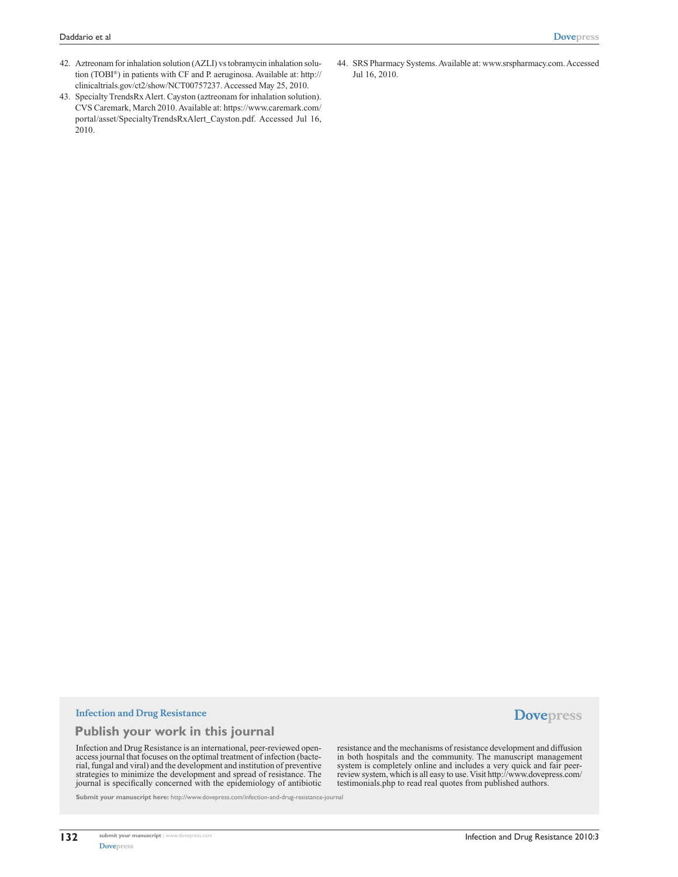42. Aztreonam for inhalation solution (AZLI) vs tobramycin inhalation solution (TOBI®) in patients with CF and P. aeruginosa. Available at: http://clinicaltrials.gov/ct2/show/NCT00757237. Accessed May 25, 2010.
43. Specialty TrendsRx Alert. Cayston (aztreonam for inhalation solution). CVS Caremark, March 2010. Available at: https://www.caremark.com/portal/asset/SpecialtyTrendsRxAlert_Cayston.pdf. Accessed Jul 16, 2010.
44. SRS Pharmacy Systems. Available at: www.srspharmacy.com. Accessed Jul 16, 2010.

**Infection and Drug Resistance**

## Publish your work in this journal

Infection and Drug Resistance is an international, peer-reviewed open-access journal that focuses on the optimal treatment of infection (bacterial, fungal and viral) and the development and institution of preventive strategies to minimize the development and spread of resistance. The journal is specifically concerned with the epidemiology of antibiotic resistance and the mechanisms of resistance development and diffusion in both hospitals and the community. The manuscript management system is completely online and includes a very quick and fair peer-review system, which is all easy to use. Visit http://www.dovepress.com/testimonials.php to read real quotes from published authors.

**Submit your manuscript here:** http://www.dovepress.com/infection-and-drug-resistance-journal